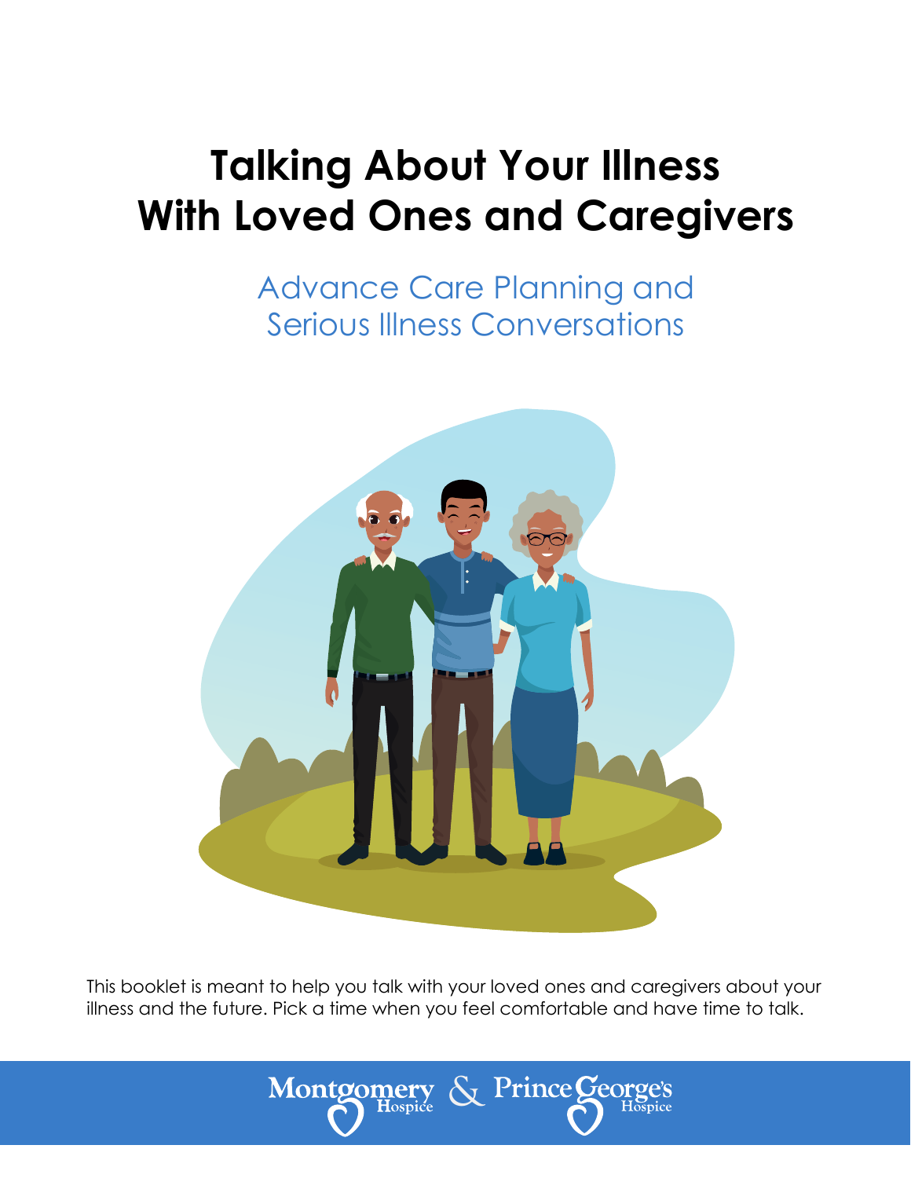# Talking About Your Illness With Loved Ones and Caregivers

## Advance Care Planning and Serious Illness Conversations

This booklet is meant to help you talk with your loved ones and caregivers about your illness and the future. Pick a time when you feel comfortable and have time to talk.

Montgomery Hospice & Prince George's Hospice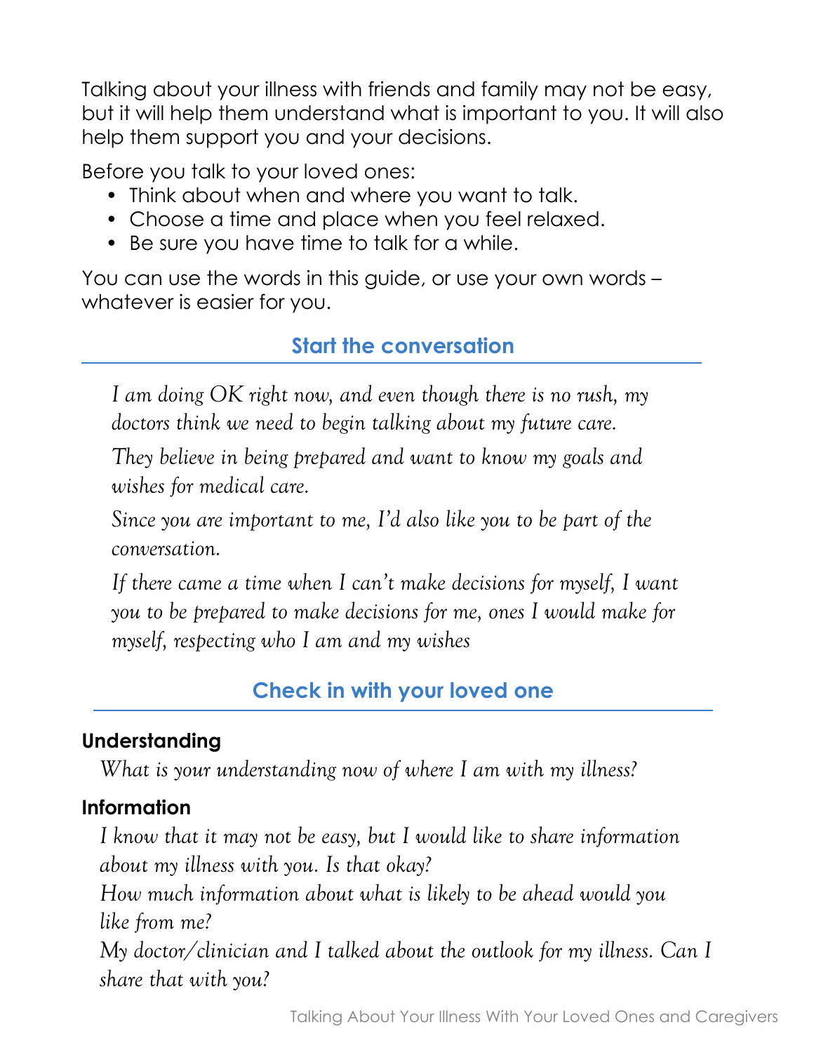Talking about your illness with friends and family may not be easy, but it will help them understand what is important to you. It will also help them support you and your decisions.

Before you talk to your loved ones:

- Think about when and where you want to talk.
- Choose a time and place when you feel relaxed.
- Be sure you have time to talk for a while.

You can use the words in this guide, or use your own words – whatever is easier for you.

## Start the conversation

*I am doing OK right now, and even though there is no rush, my doctors think we need to begin talking about my future care.*

*They believe in being prepared and want to know my goals and wishes for medical care.*

*Since you are important to me, I'd also like you to be part of the conversation.*

*If there came a time when I can't make decisions for myself, I want you to be prepared to make decisions for me, ones I would make for myself, respecting who I am and my wishes*

## Check in with your loved one

### Understanding

*What is your understanding now of where I am with my illness?*

### Information

*I know that it may not be easy, but I would like to share information about my illness with you. Is that okay?*

*How much information about what is likely to be ahead would you like from me?*

*My doctor/clinician and I talked about the outlook for my illness. Can I share that with you?*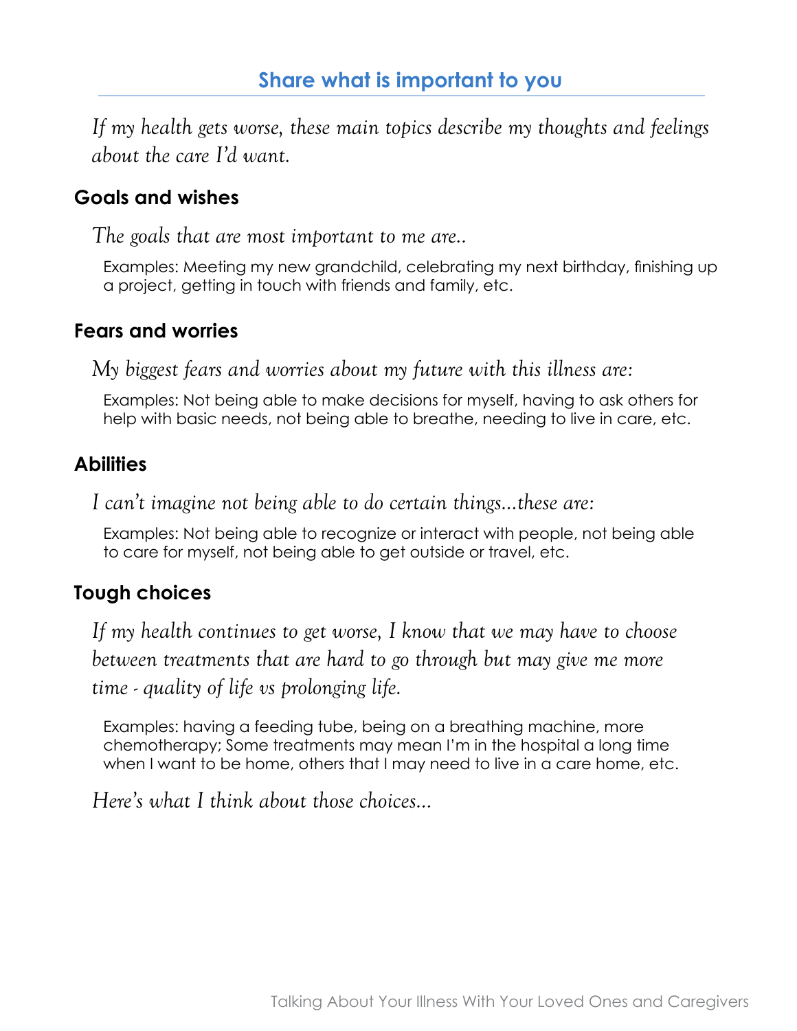## Share what is important to you

*If my health gets worse, these main topics describe my thoughts and feelings about the care I'd want.*

### Goals and wishes

*The goals that are most important to me are..*

Examples: Meeting my new grandchild, celebrating my next birthday, finishing up a project, getting in touch with friends and family, etc.

### Fears and worries

*My biggest fears and worries about my future with this illness are:*

Examples: Not being able to make decisions for myself, having to ask others for help with basic needs, not being able to breathe, needing to live in care, etc.

### Abilities

*I can't imagine not being able to do certain things...these are:*

Examples: Not being able to recognize or interact with people, not being able to care for myself, not being able to get outside or travel, etc.

### Tough choices

*If my health continues to get worse, I know that we may have to choose between treatments that are hard to go through but may give me more time - quality of life vs prolonging life.*

Examples: having a feeding tube, being on a breathing machine, more chemotherapy; Some treatments may mean I'm in the hospital a long time when I want to be home, others that I may need to live in a care home, etc.

*Here's what I think about those choices...*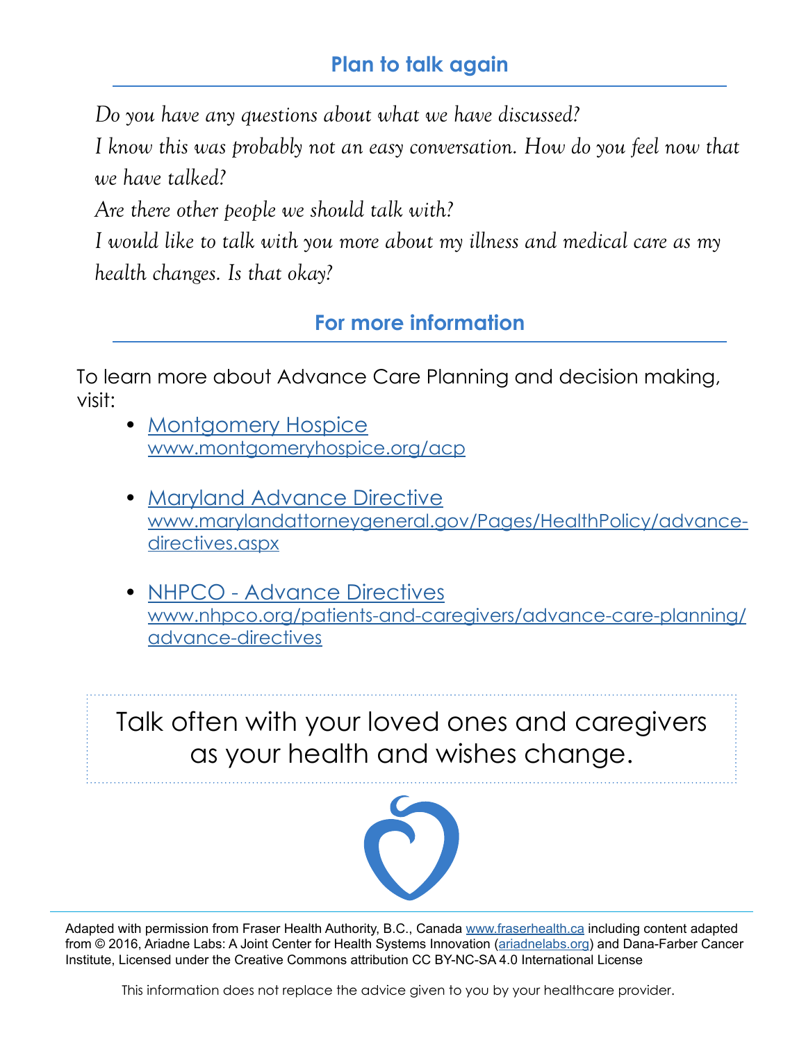## Plan to talk again

*Do you have any questions about what we have discussed?*

*I know this was probably not an easy conversation. How do you feel now that we have talked?*

*Are there other people we should talk with?*

*I would like to talk with you more about my illness and medical care as my health changes. Is that okay?*

## For more information

To learn more about Advance Care Planning and decision making, visit:

- Montgomery Hospice
  www.montgomeryhospice.org/acp
- Maryland Advance Directive
  www.marylandattorneygeneral.gov/Pages/HealthPolicy/advance-directives.aspx
- NHPCO - Advance Directives
  www.nhpco.org/patients-and-caregivers/advance-care-planning/advance-directives

Talk often with your loved ones and caregivers as your health and wishes change.

Adapted with permission from Fraser Health Authority, B.C., Canada www.fraserhealth.ca including content adapted from © 2016, Ariadne Labs: A Joint Center for Health Systems Innovation (ariadnelabs.org) and Dana-Farber Cancer Institute, Licensed under the Creative Commons attribution CC BY-NC-SA 4.0 International License

This information does not replace the advice given to you by your healthcare provider.